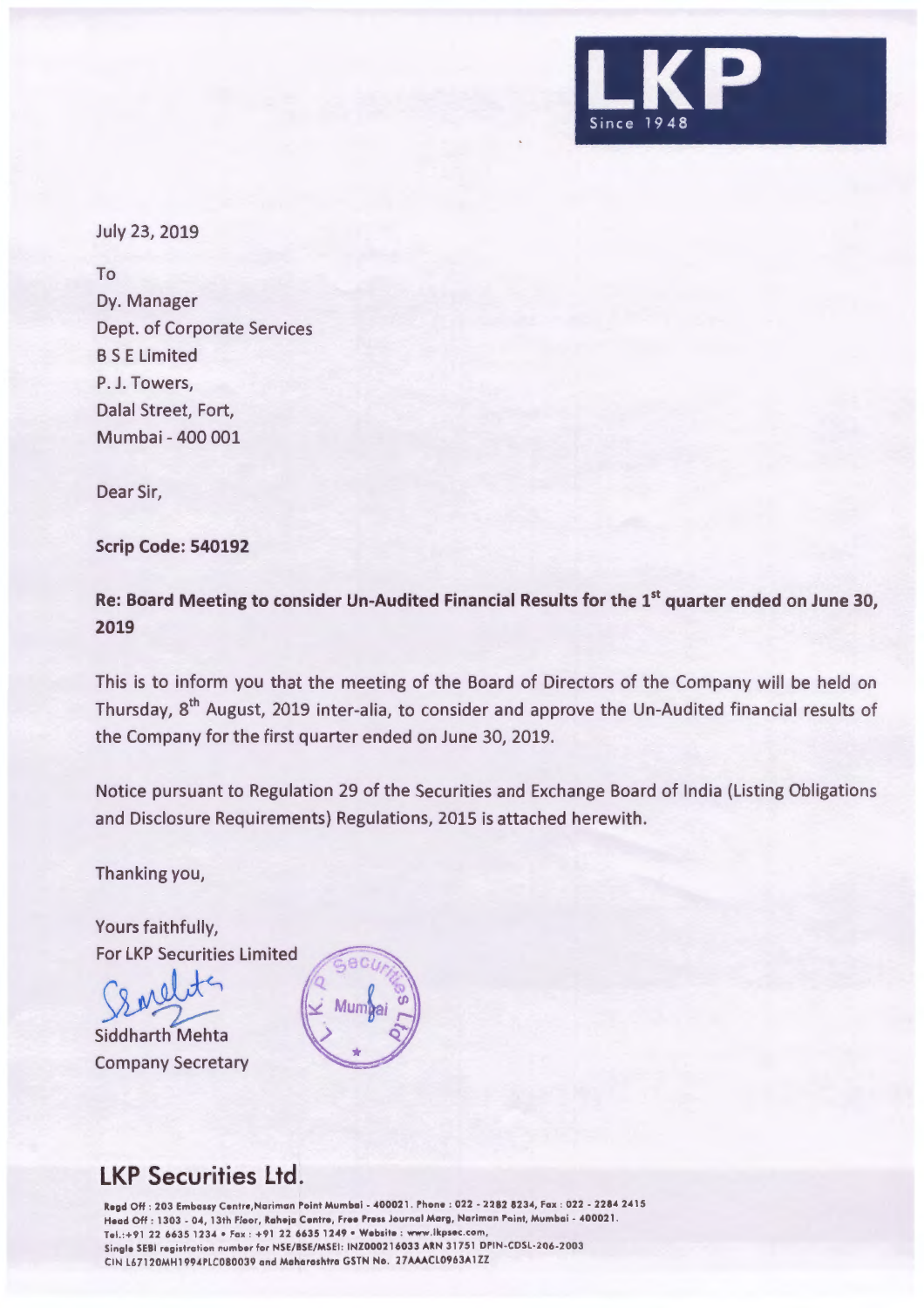LKP
Since 1948

July 23, 2019

To
Dy. Manager
Dept. of Corporate Services
B S E Limited
P. J. Towers,
Dalal Street, Fort,
Mumbai - 400 001

Dear Sir,

**Scrip Code: 540192**

**Re: Board Meeting to consider Un-Audited Financial Results for the 1st quarter ended on June 30, 2019**

This is to inform you that the meeting of the Board of Directors of the Company will be held on Thursday, 8th August, 2019 inter-alia, to consider and approve the Un-Audited financial results of the Company for the first quarter ended on June 30, 2019.

Notice pursuant to Regulation 29 of the Securities and Exchange Board of India (Listing Obligations and Disclosure Requirements) Regulations, 2015 is attached herewith.

Thanking you,

Yours faithfully,
For LKP Securities Limited

Siddharth Mehta
Company Secretary

## LKP Securities Ltd.

Regd Off : 203 Embassy Centre,Nariman Point Mumbai - 400021. Phone : 022 - 2282 8234, Fax : 022 - 2284 2415
Head Off : 1303 - 04, 13th Floor, Raheja Centre, Free Press Journal Marg, Nariman Point, Mumbai - 400021.
Tel.:+91 22 6635 1234 • Fax : +91 22 6635 1249 • Website : www.lkpsec.com,
Single SEBI registration number for NSE/BSE/MSEI: INZ000216033 ARN 31751 DPIN-CDSL-206-2003
CIN L67120MH1994PLC080039 and Maharashtra GSTN No. 27AAACL0963A1ZZ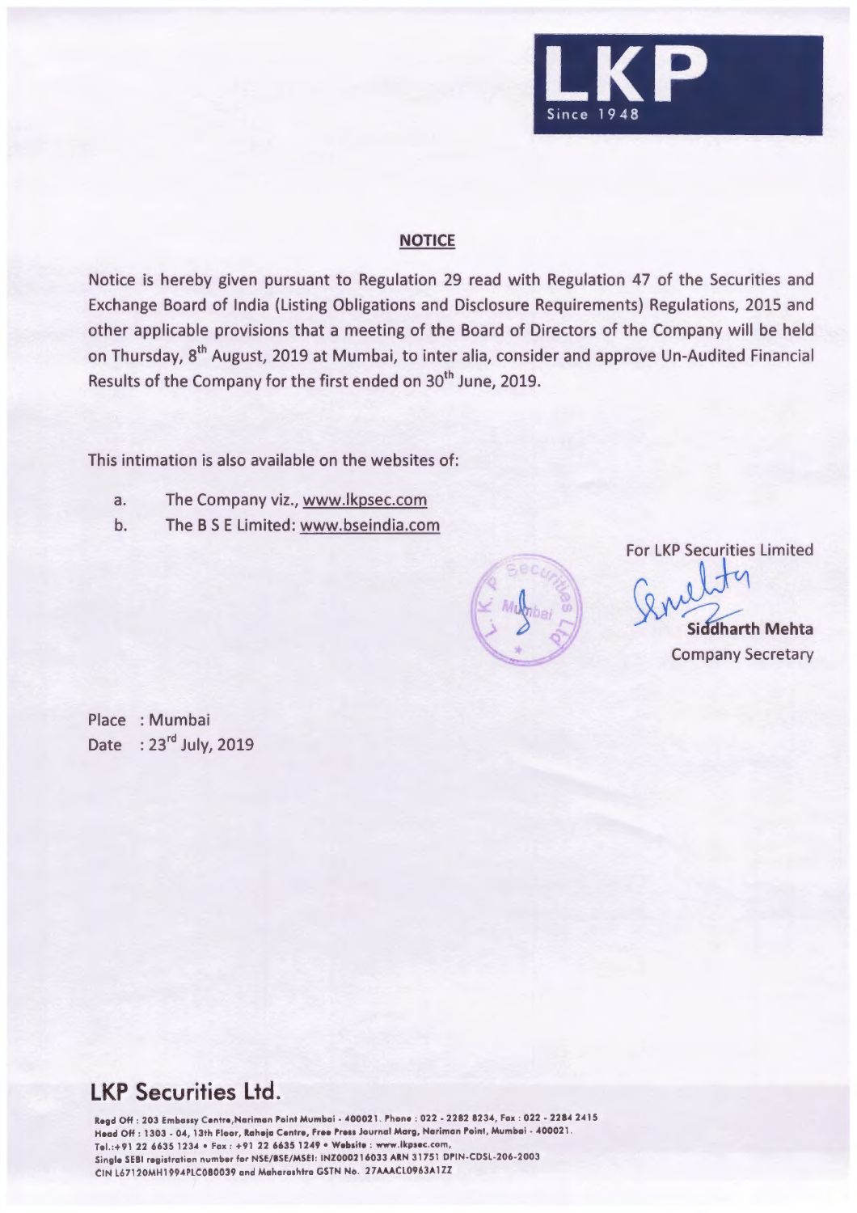LKP
Since 1948

## NOTICE

Notice is hereby given pursuant to Regulation 29 read with Regulation 47 of the Securities and Exchange Board of India (Listing Obligations and Disclosure Requirements) Regulations, 2015 and other applicable provisions that a meeting of the Board of Directors of the Company will be held on Thursday, 8th August, 2019 at Mumbai, to inter alia, consider and approve Un-Audited Financial Results of the Company for the first ended on 30th June, 2019.

This intimation is also available on the websites of:

a. The Company viz., www.lkpsec.com
b. The B S E Limited: www.bseindia.com

For LKP Securities Limited

**Siddharth Mehta**
Company Secretary

Place : Mumbai
Date : 23rd July, 2019

## LKP Securities Ltd.

Regd Off : 203 Embassy Centre,Nariman Point Mumbai - 400021. Phone : 022 - 2282 8234, Fax : 022 - 2284 2415
Head Off : 1303 - 04, 13th Floor, Raheja Centre, Free Press Journal Marg, Nariman Point, Mumbai - 400021.
Tel.:+91 22 6635 1234 • Fax : +91 22 6635 1249 • Website : www.lkpsec.com,
Single SEBI registration number for NSE/BSE/MSEI: INZ000216033 ARN 31751 DPIN-CDSL-206-2003
CIN L67120MH1994PLC080039 and Maharashtra GSTN No. 27AAACL0963A1ZZ